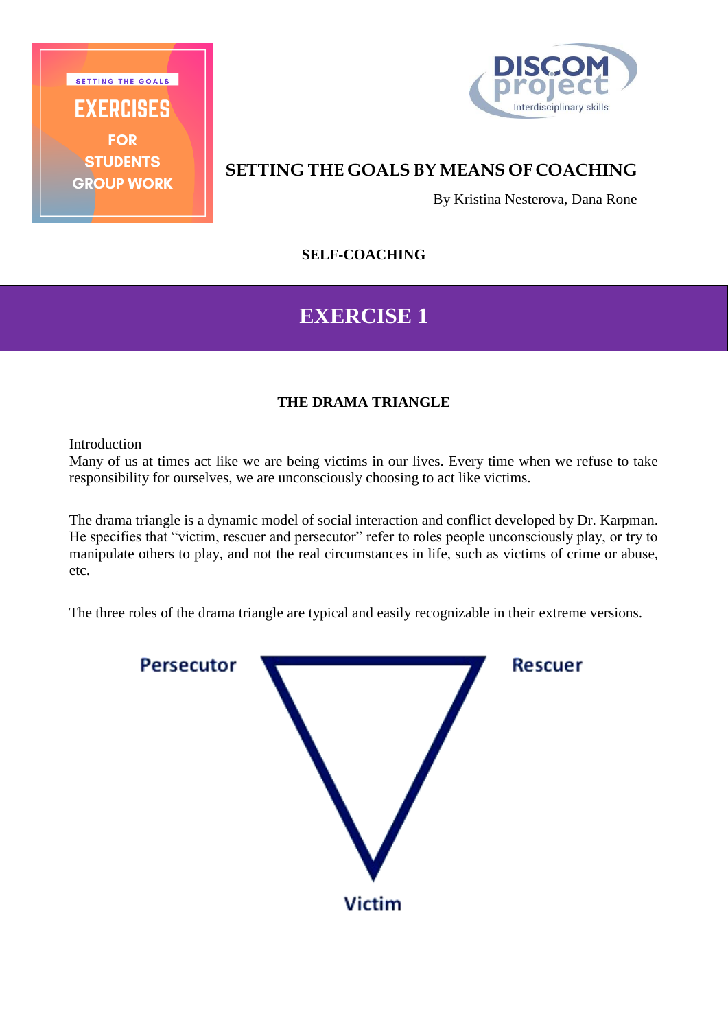SETTING THE GOALS

EXERCISES FOR STUDENTS GROUP WORK

DISCOM project
Interdisciplinary skills

# SETTING THE GOALS BY MEANS OF COACHING

By Kristina Nesterova, Dana Rone

**SELF-COACHING**

## EXERCISE 1

### THE DRAMA TRIANGLE

Introduction

Many of us at times act like we are being victims in our lives. Every time when we refuse to take responsibility for ourselves, we are unconsciously choosing to act like victims.

The drama triangle is a dynamic model of social interaction and conflict developed by Dr. Karpman. He specifies that "victim, rescuer and persecutor" refer to roles people unconsciously play, or try to manipulate others to play, and not the real circumstances in life, such as victims of crime or abuse, etc.

The three roles of the drama triangle are typical and easily recognizable in their extreme versions.

Persecutor

Rescuer

Victim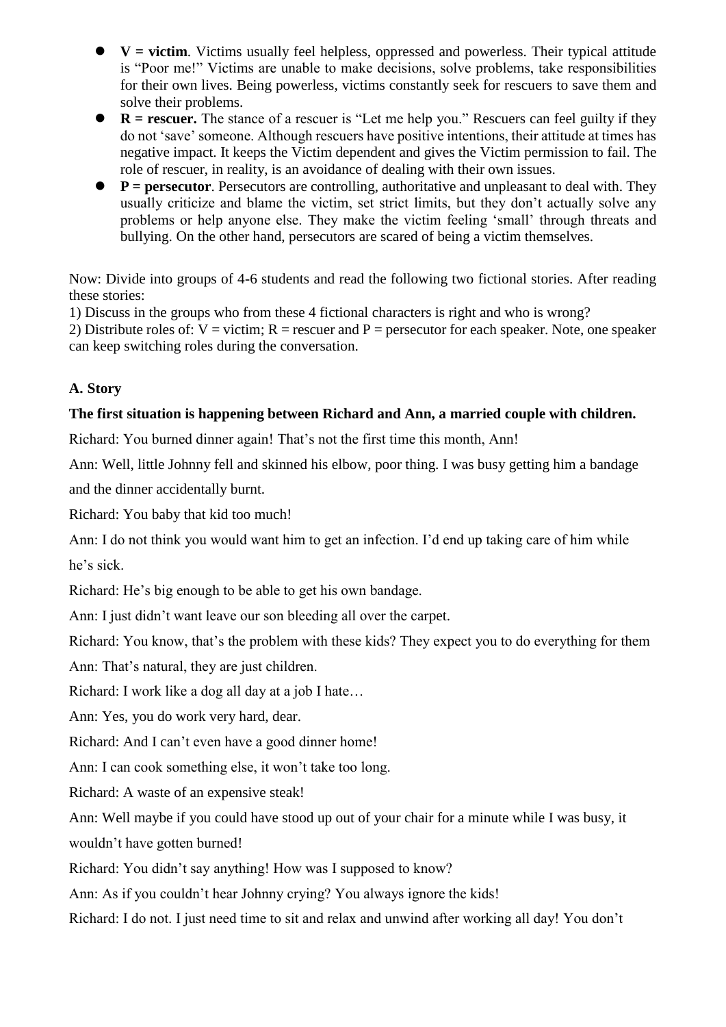- **V = victim**. Victims usually feel helpless, oppressed and powerless. Their typical attitude is “Poor me!” Victims are unable to make decisions, solve problems, take responsibilities for their own lives. Being powerless, victims constantly seek for rescuers to save them and solve their problems.
- **R = rescuer.** The stance of a rescuer is “Let me help you.” Rescuers can feel guilty if they do not ‘save’ someone. Although rescuers have positive intentions, their attitude at times has negative impact. It keeps the Victim dependent and gives the Victim permission to fail. The role of rescuer, in reality, is an avoidance of dealing with their own issues.
- **P = persecutor**. Persecutors are controlling, authoritative and unpleasant to deal with. They usually criticize and blame the victim, set strict limits, but they don’t actually solve any problems or help anyone else. They make the victim feeling ‘small’ through threats and bullying. On the other hand, persecutors are scared of being a victim themselves.

Now: Divide into groups of 4-6 students and read the following two fictional stories. After reading these stories:

1) Discuss in the groups who from these 4 fictional characters is right and who is wrong?

2) Distribute roles of: V = victim; R = rescuer and P = persecutor for each speaker. Note, one speaker can keep switching roles during the conversation.

**A. Story**

**The first situation is happening between Richard and Ann, a married couple with children.**

Richard: You burned dinner again! That’s not the first time this month, Ann!

Ann: Well, little Johnny fell and skinned his elbow, poor thing. I was busy getting him a bandage and the dinner accidentally burnt.

Richard: You baby that kid too much!

Ann: I do not think you would want him to get an infection. I’d end up taking care of him while he’s sick.

Richard: He’s big enough to be able to get his own bandage.

Ann: I just didn’t want leave our son bleeding all over the carpet.

Richard: You know, that’s the problem with these kids? They expect you to do everything for them

Ann: That’s natural, they are just children.

Richard: I work like a dog all day at a job I hate…

Ann: Yes, you do work very hard, dear.

Richard: And I can’t even have a good dinner home!

Ann: I can cook something else, it won’t take too long.

Richard: A waste of an expensive steak!

Ann: Well maybe if you could have stood up out of your chair for a minute while I was busy, it wouldn’t have gotten burned!

Richard: You didn’t say anything! How was I supposed to know?

Ann: As if you couldn’t hear Johnny crying? You always ignore the kids!

Richard: I do not. I just need time to sit and relax and unwind after working all day! You don’t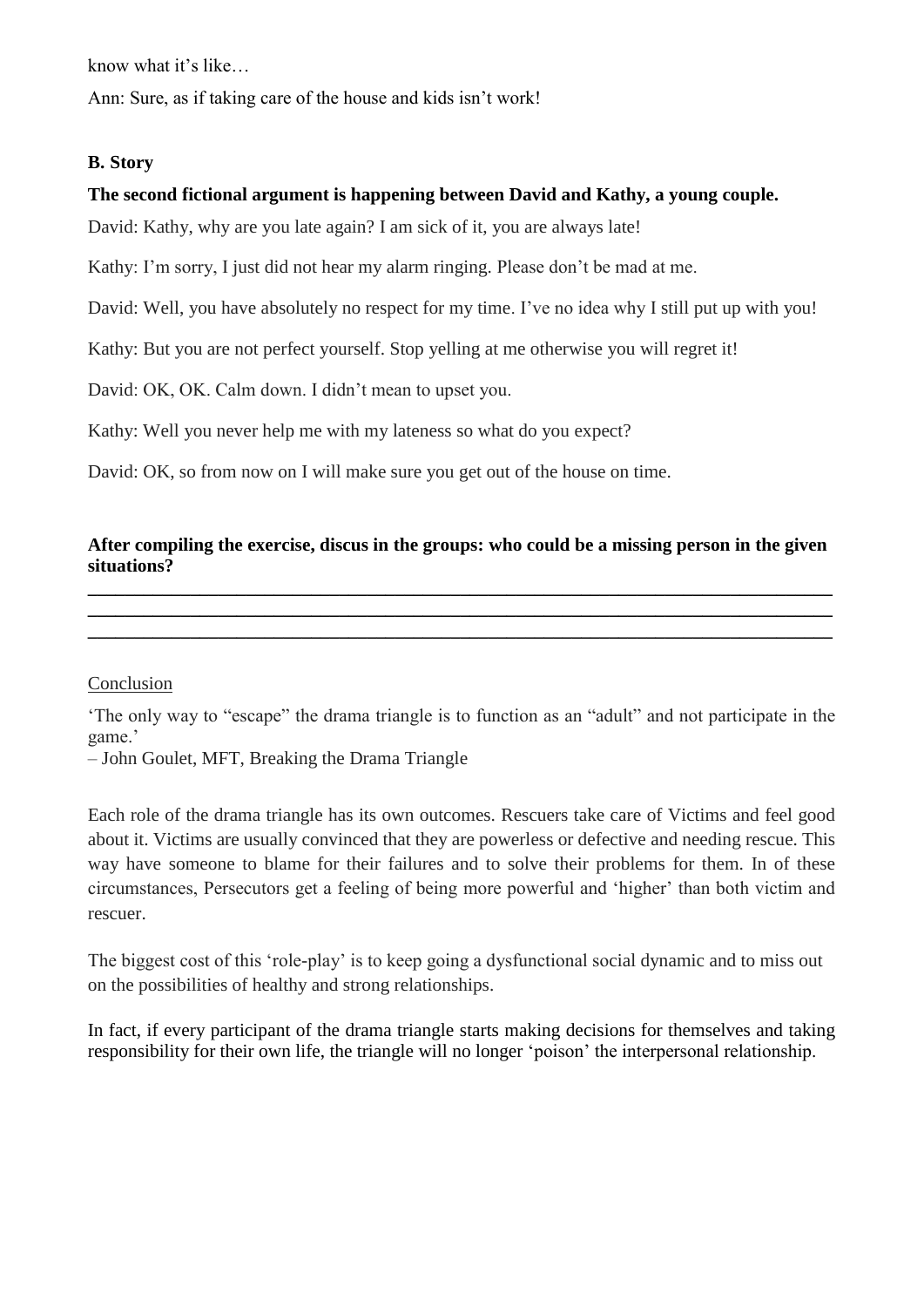know what it's like…

Ann: Sure, as if taking care of the house and kids isn't work!

**B. Story**

**The second fictional argument is happening between David and Kathy, a young couple.**

David: Kathy, why are you late again? I am sick of it, you are always late!

Kathy: I'm sorry, I just did not hear my alarm ringing. Please don't be mad at me.

David: Well, you have absolutely no respect for my time. I've no idea why I still put up with you!

Kathy: But you are not perfect yourself. Stop yelling at me otherwise you will regret it!

David: OK, OK. Calm down. I didn't mean to upset you.

Kathy: Well you never help me with my lateness so what do you expect?

David: OK, so from now on I will make sure you get out of the house on time.

**After compiling the exercise, discus in the groups: who could be a missing person in the given situations?**

\_\_\_\_\_\_\_\_\_\_\_\_\_\_\_\_\_\_\_\_\_\_\_\_\_\_\_\_\_\_\_\_\_\_\_\_\_\_\_\_\_\_\_\_\_\_\_\_\_\_\_\_\_\_\_\_\_\_\_\_\_\_\_\_\_\_\_\_\_\_\_\_\_\_\_\_\_\_
\_\_\_\_\_\_\_\_\_\_\_\_\_\_\_\_\_\_\_\_\_\_\_\_\_\_\_\_\_\_\_\_\_\_\_\_\_\_\_\_\_\_\_\_\_\_\_\_\_\_\_\_\_\_\_\_\_\_\_\_\_\_\_\_\_\_\_\_\_\_\_\_\_\_\_\_\_\_
\_\_\_\_\_\_\_\_\_\_\_\_\_\_\_\_\_\_\_\_\_\_\_\_\_\_\_\_\_\_\_\_\_\_\_\_\_\_\_\_\_\_\_\_\_\_\_\_\_\_\_\_\_\_\_\_\_\_\_\_\_\_\_\_\_\_\_\_\_\_\_\_\_\_\_\_\_\_

<u>Conclusion</u>

'The only way to "escape" the drama triangle is to function as an "adult" and not participate in the game.'
– John Goulet, MFT, Breaking the Drama Triangle

Each role of the drama triangle has its own outcomes. Rescuers take care of Victims and feel good about it. Victims are usually convinced that they are powerless or defective and needing rescue. This way have someone to blame for their failures and to solve their problems for them. In of these circumstances, Persecutors get a feeling of being more powerful and 'higher' than both victim and rescuer.

The biggest cost of this 'role-play' is to keep going a dysfunctional social dynamic and to miss out on the possibilities of healthy and strong relationships.

In fact, if every participant of the drama triangle starts making decisions for themselves and taking responsibility for their own life, the triangle will no longer 'poison' the interpersonal relationship.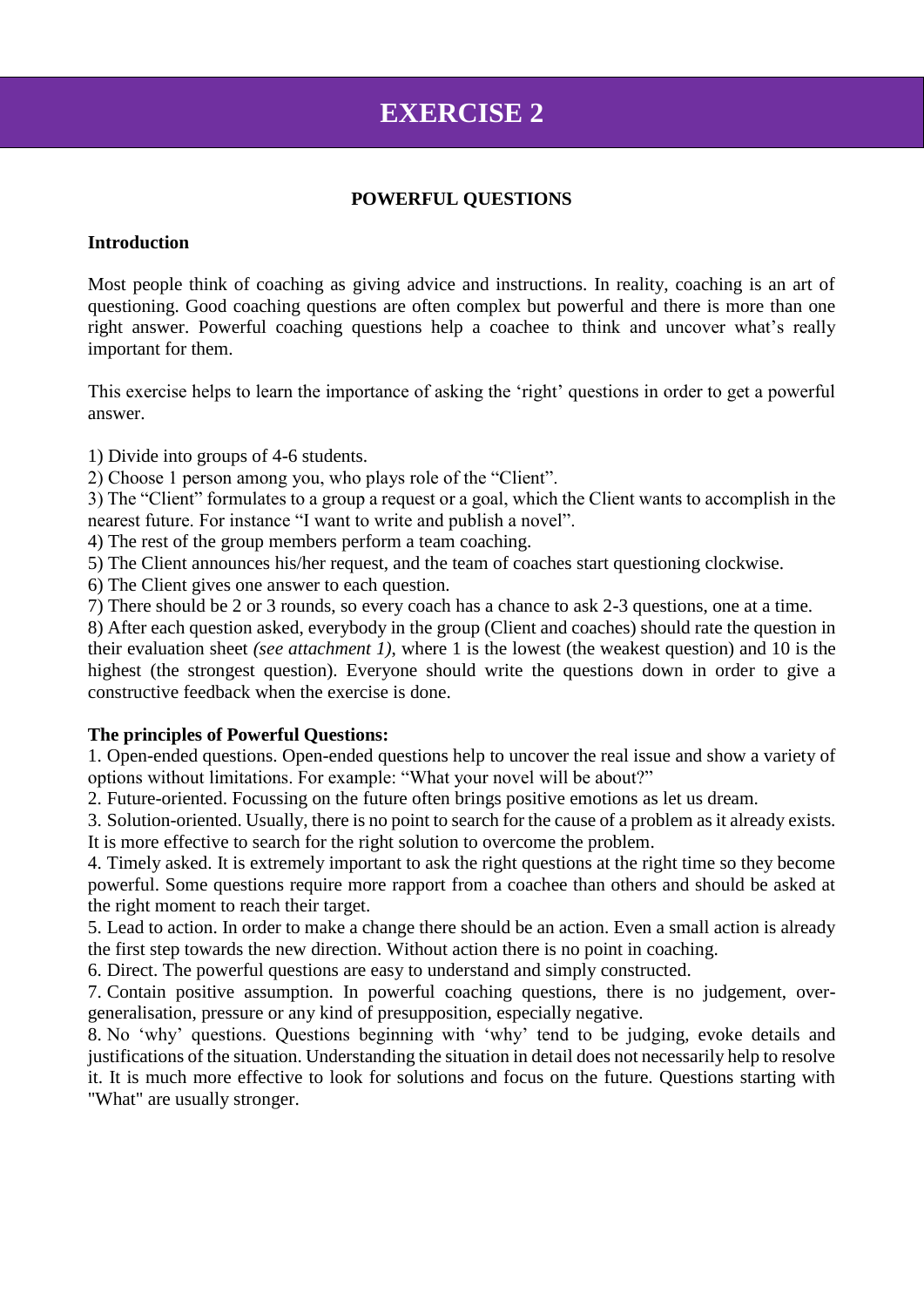# EXERCISE 2

**POWERFUL QUESTIONS**

**Introduction**

Most people think of coaching as giving advice and instructions. In reality, coaching is an art of questioning. Good coaching questions are often complex but powerful and there is more than one right answer. Powerful coaching questions help a coachee to think and uncover what's really important for them.

This exercise helps to learn the importance of asking the 'right' questions in order to get a powerful answer.

1) Divide into groups of 4-6 students.
2) Choose 1 person among you, who plays role of the "Client".
3) The "Client" formulates to a group a request or a goal, which the Client wants to accomplish in the nearest future. For instance "I want to write and publish a novel".
4) The rest of the group members perform a team coaching.
5) The Client announces his/her request, and the team of coaches start questioning clockwise.
6) The Client gives one answer to each question.
7) There should be 2 or 3 rounds, so every coach has a chance to ask 2-3 questions, one at a time.
8) After each question asked, everybody in the group (Client and coaches) should rate the question in their evaluation sheet *(see attachment 1)*, where 1 is the lowest (the weakest question) and 10 is the highest (the strongest question). Everyone should write the questions down in order to give a constructive feedback when the exercise is done.

**The principles of Powerful Questions:**

1. Open-ended questions. Open-ended questions help to uncover the real issue and show a variety of options without limitations. For example: "What your novel will be about?"
2. Future-oriented. Focussing on the future often brings positive emotions as let us dream.
3. Solution-oriented. Usually, there is no point to search for the cause of a problem as it already exists. It is more effective to search for the right solution to overcome the problem.
4. Timely asked. It is extremely important to ask the right questions at the right time so they become powerful. Some questions require more rapport from a coachee than others and should be asked at the right moment to reach their target.
5. Lead to action. In order to make a change there should be an action. Even a small action is already the first step towards the new direction. Without action there is no point in coaching.
6. Direct. The powerful questions are easy to understand and simply constructed.
7. Contain positive assumption. In powerful coaching questions, there is no judgement, over-generalisation, pressure or any kind of presupposition, especially negative.
8. No 'why' questions. Questions beginning with 'why' tend to be judging, evoke details and justifications of the situation. Understanding the situation in detail does not necessarily help to resolve it. It is much more effective to look for solutions and focus on the future. Questions starting with "What" are usually stronger.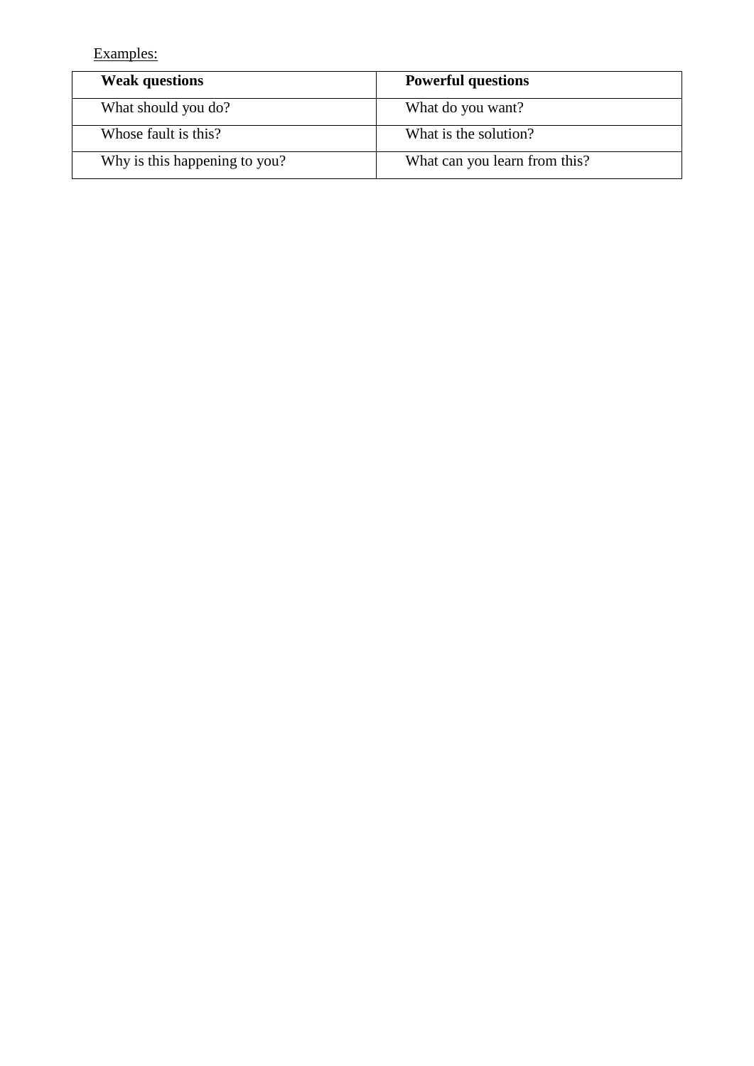<u>Examples:</u>

| **Weak questions** | **Powerful questions** |
|---|---|
| What should you do? | What do you want? |
| Whose fault is this? | What is the solution? |
| Why is this happening to you? | What can you learn from this? |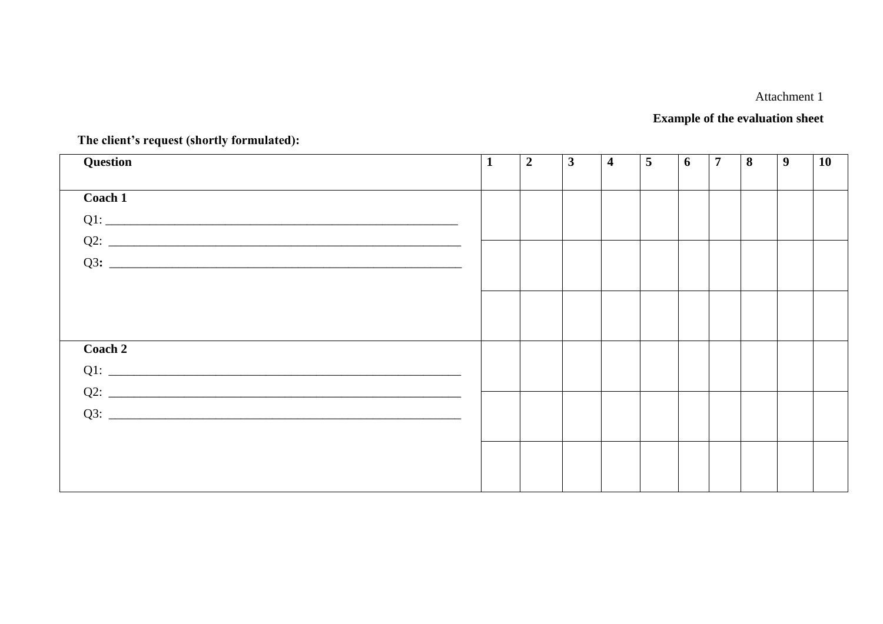Attachment 1

**Example of the evaluation sheet**

**The client's request (shortly formulated):**

| **Question** | **1** | **2** | **3** | **4** | **5** | **6** | **7** | **8** | **9** | **10** |
|---|---|---|---|---|---|---|---|---|---|---|
| **Coach 1**<br>Q1: ____________________________________________________________ | | | | | | | | | | |
| Q2: ____________________________________________________________ | | | | | | | | | | |
| Q3**:** ____________________________________________________________ | | | | | | | | | | |
| **Coach 2**<br>Q1: ____________________________________________________________ | | | | | | | | | | |
| Q2: ____________________________________________________________ | | | | | | | | | | |
| Q3: ____________________________________________________________ | | | | | | | | | | |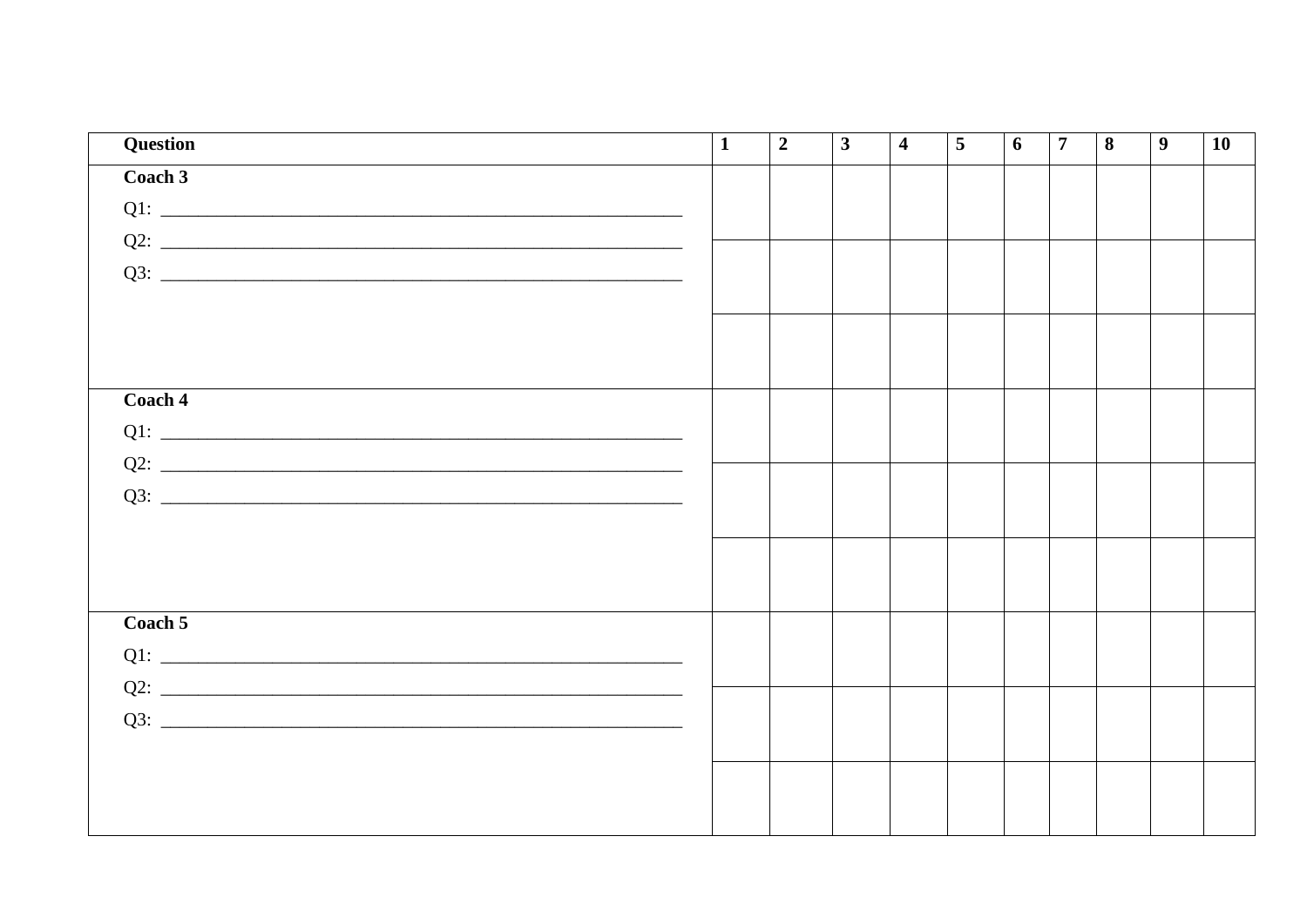| Question | 1 | 2 | 3 | 4 | 5 | 6 | 7 | 8 | 9 | 10 |
|---|---|---|---|---|---|---|---|---|---|---|
| **Coach 3** | | | | | | | | | | |
| Q1: ____________________________________________________________ | | | | | | | | | | |
| Q2: ____________________________________________________________ | | | | | | | | | | |
| Q3: ____________________________________________________________ | | | | | | | | | | |
| **Coach 4** | | | | | | | | | | |
| Q1: ____________________________________________________________ | | | | | | | | | | |
| Q2: ____________________________________________________________ | | | | | | | | | | |
| Q3: ____________________________________________________________ | | | | | | | | | | |
| **Coach 5** | | | | | | | | | | |
| Q1: ____________________________________________________________ | | | | | | | | | | |
| Q2: ____________________________________________________________ | | | | | | | | | | |
| Q3: ____________________________________________________________ | | | | | | | | | | |